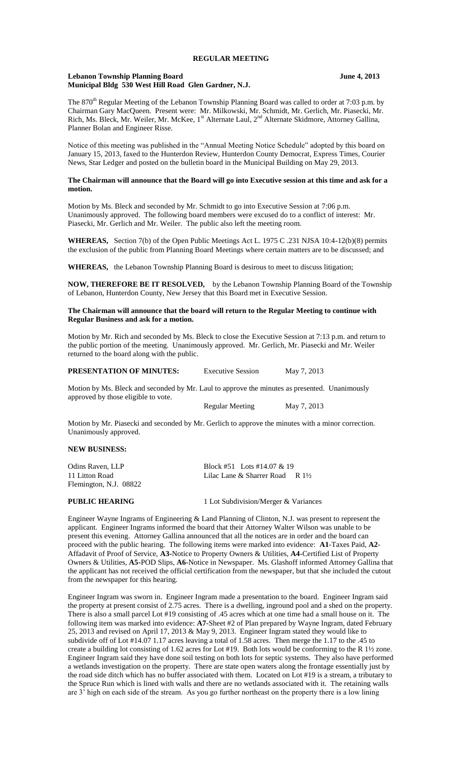## REGULAR MEETING

**Lebanon Township Planning Board** **June 4, 2013**
**Municipal Bldg 530 West Hill Road Glen Gardner, N.J.**

The 870th Regular Meeting of the Lebanon Township Planning Board was called to order at 7:03 p.m. by Chairman Gary MacQueen. Present were: Mr. Milkowski, Mr. Schmidt, Mr. Gerlich, Mr. Piasecki, Mr. Rich, Ms. Bleck, Mr. Weiler, Mr. McKee, 1st Alternate Laul, 2nd Alternate Skidmore, Attorney Gallina, Planner Bolan and Engineer Risse.

Notice of this meeting was published in the "Annual Meeting Notice Schedule" adopted by this board on January 15, 2013, faxed to the Hunterdon Review, Hunterdon County Democrat, Express Times, Courier News, Star Ledger and posted on the bulletin board in the Municipal Building on May 29, 2013.

**The Chairman will announce that the Board will go into Executive session at this time and ask for a motion.**

Motion by Ms. Bleck and seconded by Mr. Schmidt to go into Executive Session at 7:06 p.m. Unanimously approved. The following board members were excused do to a conflict of interest: Mr. Piasecki, Mr. Gerlich and Mr. Weiler. The public also left the meeting room.

**WHEREAS,** Section 7(b) of the Open Public Meetings Act L. 1975 C .231 NJSA 10:4-12(b)(8) permits the exclusion of the public from Planning Board Meetings where certain matters are to be discussed; and

**WHEREAS,** the Lebanon Township Planning Board is desirous to meet to discuss litigation;

**NOW, THEREFORE BE IT RESOLVED,** by the Lebanon Township Planning Board of the Township of Lebanon, Hunterdon County, New Jersey that this Board met in Executive Session.

**The Chairman will announce that the board will return to the Regular Meeting to continue with Regular Business and ask for a motion.**

Motion by Mr. Rich and seconded by Ms. Bleck to close the Executive Session at 7:13 p.m. and return to the public portion of the meeting. Unanimously approved. Mr. Gerlich, Mr. Piasecki and Mr. Weiler returned to the board along with the public.

**PRESENTATION OF MINUTES:** Executive Session May 7, 2013

Motion by Ms. Bleck and seconded by Mr. Laul to approve the minutes as presented. Unanimously approved by those eligible to vote.

Regular Meeting May 7, 2013

Motion by Mr. Piasecki and seconded by Mr. Gerlich to approve the minutes with a minor correction. Unanimously approved.

**NEW BUSINESS:**

Odins Raven, LLP
11 Litton Road
Flemington, N.J. 08822

Block #51 Lots #14.07 & 19
Lilac Lane & Sharrer Road R 1½

**PUBLIC HEARING** 1 Lot Subdivision/Merger & Variances

Engineer Wayne Ingrams of Engineering & Land Planning of Clinton, N.J. was present to represent the applicant. Engineer Ingrams informed the board that their Attorney Walter Wilson was unable to be present this evening. Attorney Gallina announced that all the notices are in order and the board can proceed with the public hearing. The following items were marked into evidence: **A1**-Taxes Paid, **A2**-Affadavit of Proof of Service, **A3**-Notice to Property Owners & Utilities, **A4**-Certified List of Property Owners & Utilities, **A5**-POD Slips, **A6**-Notice in Newspaper. Ms. Glashoff informed Attorney Gallina that the applicant has not received the official certification from the newspaper, but that she included the cutout from the newspaper for this hearing.

Engineer Ingram was sworn in. Engineer Ingram made a presentation to the board. Engineer Ingram said the property at present consist of 2.75 acres. There is a dwelling, inground pool and a shed on the property. There is also a small parcel Lot #19 consisting of .45 acres which at one time had a small house on it. The following item was marked into evidence: **A7**-Sheet #2 of Plan prepared by Wayne Ingram, dated February 25, 2013 and revised on April 17, 2013 & May 9, 2013. Engineer Ingram stated they would like to subdivide off of Lot #14.07 1.17 acres leaving a total of 1.58 acres. Then merge the 1.17 to the .45 to create a building lot consisting of 1.62 acres for Lot #19. Both lots would be conforming to the R 1½ zone. Engineer Ingram said they have done soil testing on both lots for septic systems. They also have performed a wetlands investigation on the property. There are state open waters along the frontage essentially just by the road side ditch which has no buffer associated with them. Located on Lot #19 is a stream, a tributary to the Spruce Run which is lined with walls and there are no wetlands associated with it. The retaining walls are 3' high on each side of the stream. As you go further northeast on the property there is a low lining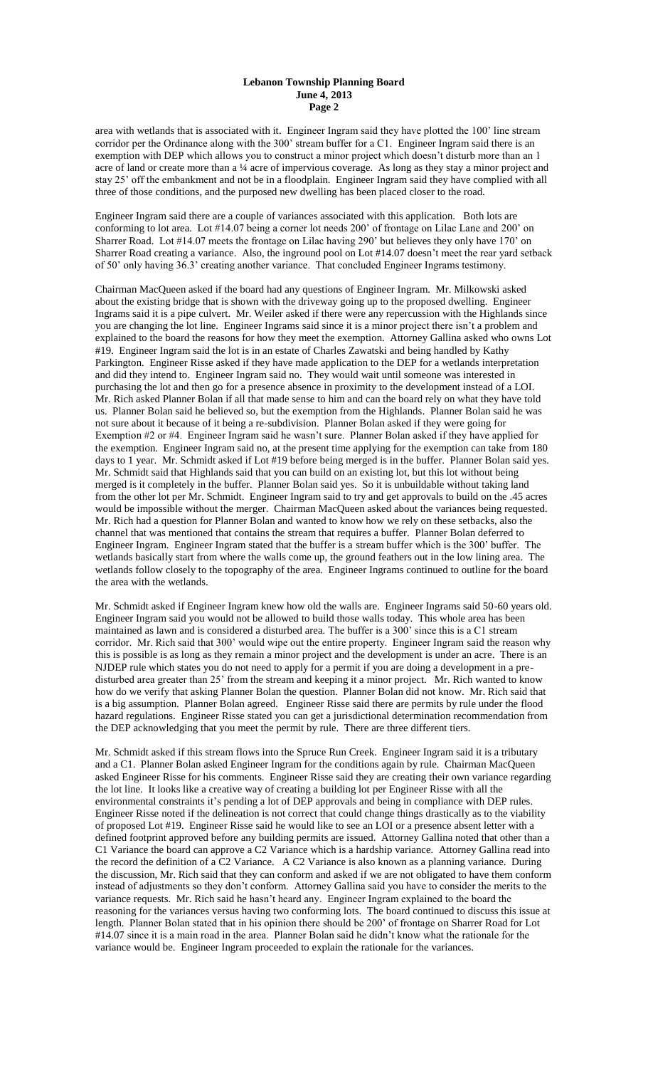area with wetlands that is associated with it. Engineer Ingram said they have plotted the 100' line stream corridor per the Ordinance along with the 300' stream buffer for a C1. Engineer Ingram said there is an exemption with DEP which allows you to construct a minor project which doesn't disturb more than an 1 acre of land or create more than a ¼ acre of impervious coverage. As long as they stay a minor project and stay 25' off the embankment and not be in a floodplain. Engineer Ingram said they have complied with all three of those conditions, and the purposed new dwelling has been placed closer to the road.

Engineer Ingram said there are a couple of variances associated with this application. Both lots are conforming to lot area. Lot #14.07 being a corner lot needs 200' of frontage on Lilac Lane and 200' on Sharrer Road. Lot #14.07 meets the frontage on Lilac having 290' but believes they only have 170' on Sharrer Road creating a variance. Also, the inground pool on Lot #14.07 doesn't meet the rear yard setback of 50' only having 36.3' creating another variance. That concluded Engineer Ingrams testimony.

Chairman MacQueen asked if the board had any questions of Engineer Ingram. Mr. Milkowski asked about the existing bridge that is shown with the driveway going up to the proposed dwelling. Engineer Ingrams said it is a pipe culvert. Mr. Weiler asked if there were any repercussion with the Highlands since you are changing the lot line. Engineer Ingrams said since it is a minor project there isn't a problem and explained to the board the reasons for how they meet the exemption. Attorney Gallina asked who owns Lot #19. Engineer Ingram said the lot is in an estate of Charles Zawatski and being handled by Kathy Parkington. Engineer Risse asked if they have made application to the DEP for a wetlands interpretation and did they intend to. Engineer Ingram said no. They would wait until someone was interested in purchasing the lot and then go for a presence absence in proximity to the development instead of a LOI. Mr. Rich asked Planner Bolan if all that made sense to him and can the board rely on what they have told us. Planner Bolan said he believed so, but the exemption from the Highlands. Planner Bolan said he was not sure about it because of it being a re-subdivision. Planner Bolan asked if they were going for Exemption #2 or #4. Engineer Ingram said he wasn't sure. Planner Bolan asked if they have applied for the exemption. Engineer Ingram said no, at the present time applying for the exemption can take from 180 days to 1 year. Mr. Schmidt asked if Lot #19 before being merged is in the buffer. Planner Bolan said yes. Mr. Schmidt said that Highlands said that you can build on an existing lot, but this lot without being merged is it completely in the buffer. Planner Bolan said yes. So it is unbuildable without taking land from the other lot per Mr. Schmidt. Engineer Ingram said to try and get approvals to build on the .45 acres would be impossible without the merger. Chairman MacQueen asked about the variances being requested. Mr. Rich had a question for Planner Bolan and wanted to know how we rely on these setbacks, also the channel that was mentioned that contains the stream that requires a buffer. Planner Bolan deferred to Engineer Ingram. Engineer Ingram stated that the buffer is a stream buffer which is the 300' buffer. The wetlands basically start from where the walls come up, the ground feathers out in the low lining area. The wetlands follow closely to the topography of the area. Engineer Ingrams continued to outline for the board the area with the wetlands.

Mr. Schmidt asked if Engineer Ingram knew how old the walls are. Engineer Ingrams said 50-60 years old. Engineer Ingram said you would not be allowed to build those walls today. This whole area has been maintained as lawn and is considered a disturbed area. The buffer is a 300' since this is a C1 stream corridor. Mr. Rich said that 300' would wipe out the entire property. Engineer Ingram said the reason why this is possible is as long as they remain a minor project and the development is under an acre. There is an NJDEP rule which states you do not need to apply for a permit if you are doing a development in a pre-disturbed area greater than 25' from the stream and keeping it a minor project. Mr. Rich wanted to know how do we verify that asking Planner Bolan the question. Planner Bolan did not know. Mr. Rich said that is a big assumption. Planner Bolan agreed. Engineer Risse said there are permits by rule under the flood hazard regulations. Engineer Risse stated you can get a jurisdictional determination recommendation from the DEP acknowledging that you meet the permit by rule. There are three different tiers.

Mr. Schmidt asked if this stream flows into the Spruce Run Creek. Engineer Ingram said it is a tributary and a C1. Planner Bolan asked Engineer Ingram for the conditions again by rule. Chairman MacQueen asked Engineer Risse for his comments. Engineer Risse said they are creating their own variance regarding the lot line. It looks like a creative way of creating a building lot per Engineer Risse with all the environmental constraints it's pending a lot of DEP approvals and being in compliance with DEP rules. Engineer Risse noted if the delineation is not correct that could change things drastically as to the viability of proposed Lot #19. Engineer Risse said he would like to see an LOI or a presence absent letter with a defined footprint approved before any building permits are issued. Attorney Gallina noted that other than a C1 Variance the board can approve a C2 Variance which is a hardship variance. Attorney Gallina read into the record the definition of a C2 Variance. A C2 Variance is also known as a planning variance. During the discussion, Mr. Rich said that they can conform and asked if we are not obligated to have them conform instead of adjustments so they don't conform. Attorney Gallina said you have to consider the merits to the variance requests. Mr. Rich said he hasn't heard any. Engineer Ingram explained to the board the reasoning for the variances versus having two conforming lots. The board continued to discuss this issue at length. Planner Bolan stated that in his opinion there should be 200' of frontage on Sharrer Road for Lot #14.07 since it is a main road in the area. Planner Bolan said he didn't know what the rationale for the variance would be. Engineer Ingram proceeded to explain the rationale for the variances.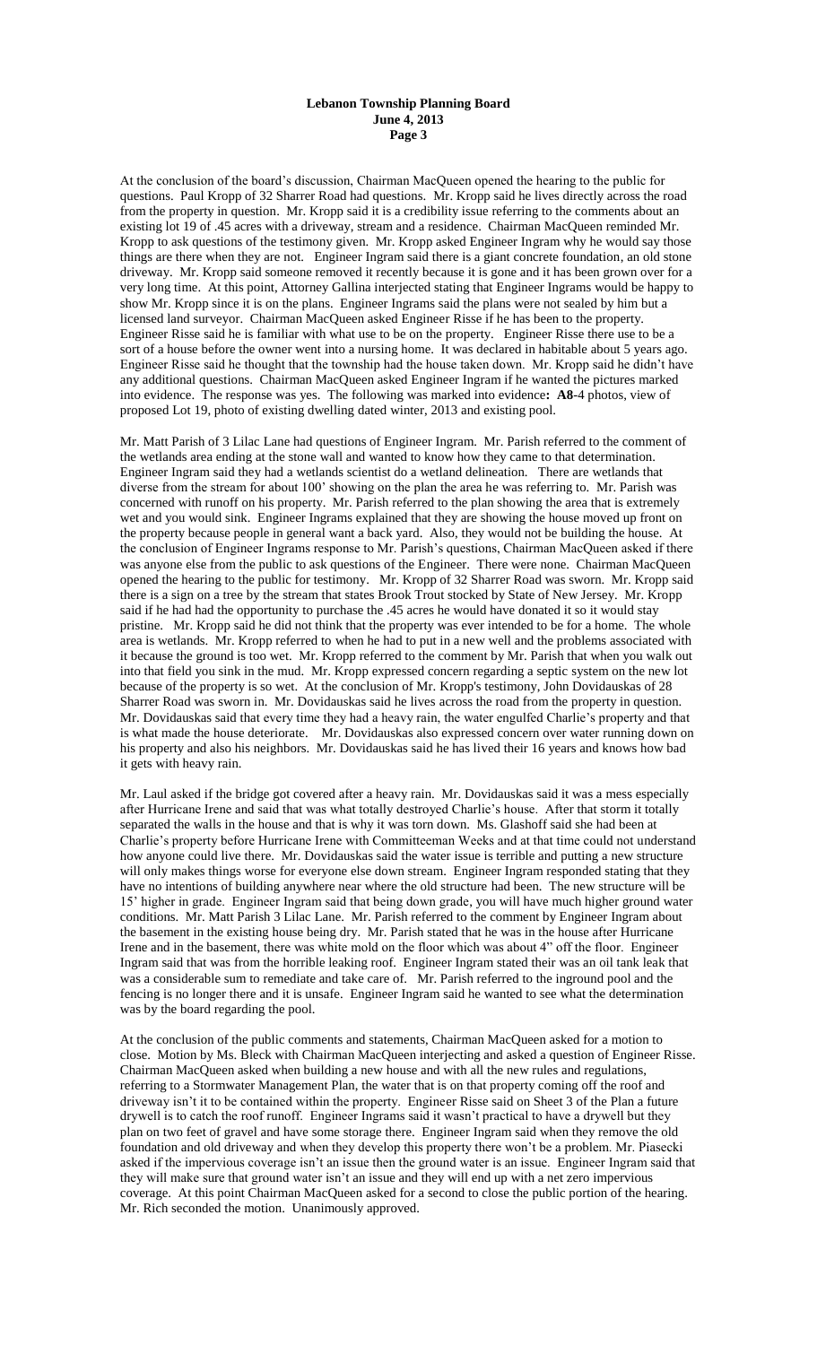At the conclusion of the board's discussion, Chairman MacQueen opened the hearing to the public for questions. Paul Kropp of 32 Sharrer Road had questions. Mr. Kropp said he lives directly across the road from the property in question. Mr. Kropp said it is a credibility issue referring to the comments about an existing lot 19 of .45 acres with a driveway, stream and a residence. Chairman MacQueen reminded Mr. Kropp to ask questions of the testimony given. Mr. Kropp asked Engineer Ingram why he would say those things are there when they are not. Engineer Ingram said there is a giant concrete foundation, an old stone driveway. Mr. Kropp said someone removed it recently because it is gone and it has been grown over for a very long time. At this point, Attorney Gallina interjected stating that Engineer Ingrams would be happy to show Mr. Kropp since it is on the plans. Engineer Ingrams said the plans were not sealed by him but a licensed land surveyor. Chairman MacQueen asked Engineer Risse if he has been to the property. Engineer Risse said he is familiar with what use to be on the property. Engineer Risse there use to be a sort of a house before the owner went into a nursing home. It was declared in habitable about 5 years ago. Engineer Risse said he thought that the township had the house taken down. Mr. Kropp said he didn't have any additional questions. Chairman MacQueen asked Engineer Ingram if he wanted the pictures marked into evidence. The response was yes. The following was marked into evidence**: A8**-4 photos, view of proposed Lot 19, photo of existing dwelling dated winter, 2013 and existing pool.

Mr. Matt Parish of 3 Lilac Lane had questions of Engineer Ingram. Mr. Parish referred to the comment of the wetlands area ending at the stone wall and wanted to know how they came to that determination. Engineer Ingram said they had a wetlands scientist do a wetland delineation. There are wetlands that diverse from the stream for about 100' showing on the plan the area he was referring to. Mr. Parish was concerned with runoff on his property. Mr. Parish referred to the plan showing the area that is extremely wet and you would sink. Engineer Ingrams explained that they are showing the house moved up front on the property because people in general want a back yard. Also, they would not be building the house. At the conclusion of Engineer Ingrams response to Mr. Parish's questions, Chairman MacQueen asked if there was anyone else from the public to ask questions of the Engineer. There were none. Chairman MacQueen opened the hearing to the public for testimony. Mr. Kropp of 32 Sharrer Road was sworn. Mr. Kropp said there is a sign on a tree by the stream that states Brook Trout stocked by State of New Jersey. Mr. Kropp said if he had had the opportunity to purchase the .45 acres he would have donated it so it would stay pristine. Mr. Kropp said he did not think that the property was ever intended to be for a home. The whole area is wetlands. Mr. Kropp referred to when he had to put in a new well and the problems associated with it because the ground is too wet. Mr. Kropp referred to the comment by Mr. Parish that when you walk out into that field you sink in the mud. Mr. Kropp expressed concern regarding a septic system on the new lot because of the property is so wet. At the conclusion of Mr. Kropp's testimony, John Dovidauskas of 28 Sharrer Road was sworn in. Mr. Dovidauskas said he lives across the road from the property in question. Mr. Dovidauskas said that every time they had a heavy rain, the water engulfed Charlie's property and that is what made the house deteriorate. Mr. Dovidauskas also expressed concern over water running down on his property and also his neighbors. Mr. Dovidauskas said he has lived their 16 years and knows how bad it gets with heavy rain.

Mr. Laul asked if the bridge got covered after a heavy rain. Mr. Dovidauskas said it was a mess especially after Hurricane Irene and said that was what totally destroyed Charlie's house. After that storm it totally separated the walls in the house and that is why it was torn down. Ms. Glashoff said she had been at Charlie's property before Hurricane Irene with Committeeman Weeks and at that time could not understand how anyone could live there. Mr. Dovidauskas said the water issue is terrible and putting a new structure will only makes things worse for everyone else down stream. Engineer Ingram responded stating that they have no intentions of building anywhere near where the old structure had been. The new structure will be 15' higher in grade. Engineer Ingram said that being down grade, you will have much higher ground water conditions. Mr. Matt Parish 3 Lilac Lane. Mr. Parish referred to the comment by Engineer Ingram about the basement in the existing house being dry. Mr. Parish stated that he was in the house after Hurricane Irene and in the basement, there was white mold on the floor which was about 4" off the floor. Engineer Ingram said that was from the horrible leaking roof. Engineer Ingram stated their was an oil tank leak that was a considerable sum to remediate and take care of. Mr. Parish referred to the inground pool and the fencing is no longer there and it is unsafe. Engineer Ingram said he wanted to see what the determination was by the board regarding the pool.

At the conclusion of the public comments and statements, Chairman MacQueen asked for a motion to close. Motion by Ms. Bleck with Chairman MacQueen interjecting and asked a question of Engineer Risse. Chairman MacQueen asked when building a new house and with all the new rules and regulations, referring to a Stormwater Management Plan, the water that is on that property coming off the roof and driveway isn't it to be contained within the property. Engineer Risse said on Sheet 3 of the Plan a future drywell is to catch the roof runoff. Engineer Ingrams said it wasn't practical to have a drywell but they plan on two feet of gravel and have some storage there. Engineer Ingram said when they remove the old foundation and old driveway and when they develop this property there won't be a problem. Mr. Piasecki asked if the impervious coverage isn't an issue then the ground water is an issue. Engineer Ingram said that they will make sure that ground water isn't an issue and they will end up with a net zero impervious coverage. At this point Chairman MacQueen asked for a second to close the public portion of the hearing. Mr. Rich seconded the motion. Unanimously approved.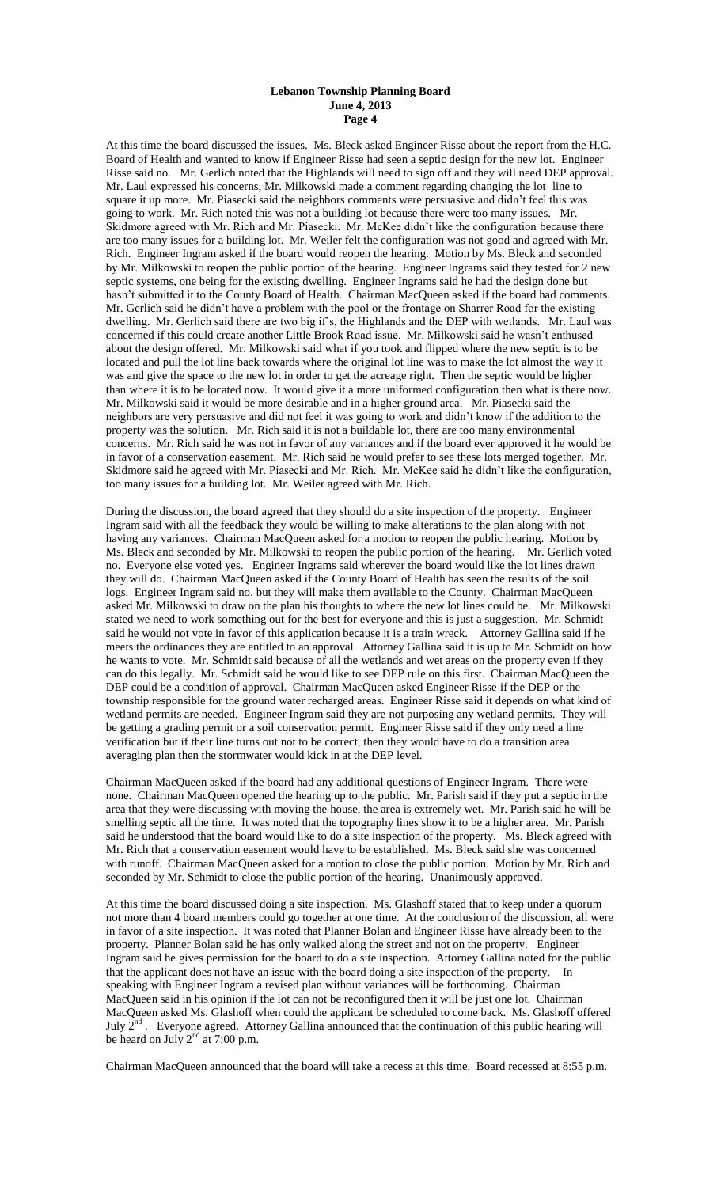At this time the board discussed the issues. Ms. Bleck asked Engineer Risse about the report from the H.C. Board of Health and wanted to know if Engineer Risse had seen a septic design for the new lot. Engineer Risse said no. Mr. Gerlich noted that the Highlands will need to sign off and they will need DEP approval. Mr. Laul expressed his concerns, Mr. Milkowski made a comment regarding changing the lot line to square it up more. Mr. Piasecki said the neighbors comments were persuasive and didn't feel this was going to work. Mr. Rich noted this was not a building lot because there were too many issues. Mr. Skidmore agreed with Mr. Rich and Mr. Piasecki. Mr. McKee didn't like the configuration because there are too many issues for a building lot. Mr. Weiler felt the configuration was not good and agreed with Mr. Rich. Engineer Ingram asked if the board would reopen the hearing. Motion by Ms. Bleck and seconded by Mr. Milkowski to reopen the public portion of the hearing. Engineer Ingrams said they tested for 2 new septic systems, one being for the existing dwelling. Engineer Ingram said he had the design done but hasn't submitted it to the County Board of Health. Chairman MacQueen asked if the board had comments. Mr. Gerlich said he didn't have a problem with the pool or the frontage on Sharrer Road for the existing dwelling. Mr. Gerlich said there are two big if's, the Highlands and the DEP with wetlands. Mr. Laul was concerned if this could create another Little Brook Road issue. Mr. Milkowski said he wasn't enthused about the design offered. Mr. Milkowski said what if you took and flipped where the new septic is to be located and pull the lot line back towards where the original lot line was to make the lot almost the way it was and give the space to the new lot in order to get the acreage right. Then the septic would be higher than where it is to be located now. It would give it a more uniformed configuration then what is there now. Mr. Milkowski said it would be more desirable and in a higher ground area. Mr. Piasecki said the neighbors are very persuasive and did not feel it was going to work and didn't know if the addition to the property was the solution. Mr. Rich said it is not a buildable lot, there are too many environmental concerns. Mr. Rich said he was not in favor of any variances and if the board ever approved it he would be in favor of a conservation easement. Mr. Rich said he would prefer to see these lots merged together. Mr. Skidmore said he agreed with Mr. Piasecki and Mr. Rich. Mr. McKee said he didn't like the configuration, too many issues for a building lot. Mr. Weiler agreed with Mr. Rich.

During the discussion, the board agreed that they should do a site inspection of the property. Engineer Ingram said with all the feedback they would be willing to make alterations to the plan along with not having any variances. Chairman MacQueen asked for a motion to reopen the public hearing. Motion by Ms. Bleck and seconded by Mr. Milkowski to reopen the public portion of the hearing. Mr. Gerlich voted no. Everyone else voted yes. Engineer Ingrams said wherever the board would like the lot lines drawn they will do. Chairman MacQueen asked if the County Board of Health has seen the results of the soil logs. Engineer Ingram said no, but they will make them available to the County. Chairman MacQueen asked Mr. Milkowski to draw on the plan his thoughts to where the new lot lines could be. Mr. Milkowski stated we need to work something out for the best for everyone and this is just a suggestion. Mr. Schmidt said he would not vote in favor of this application because it is a train wreck. Attorney Gallina said if he meets the ordinances they are entitled to an approval. Attorney Gallina said it is up to Mr. Schmidt on how he wants to vote. Mr. Schmidt said because of all the wetlands and wet areas on the property even if they can do this legally. Mr. Schmidt said he would like to see DEP rule on this first. Chairman MacQueen the DEP could be a condition of approval. Chairman MacQueen asked Engineer Risse if the DEP or the township responsible for the ground water recharged areas. Engineer Risse said it depends on what kind of wetland permits are needed. Engineer Ingram said they are not purposing any wetland permits. They will be getting a grading permit or a soil conservation permit. Engineer Risse said if they only need a line verification but if their line turns out not to be correct, then they would have to do a transition area averaging plan then the stormwater would kick in at the DEP level.

Chairman MacQueen asked if the board had any additional questions of Engineer Ingram. There were none. Chairman MacQueen opened the hearing up to the public. Mr. Parish said if they put a septic in the area that they were discussing with moving the house, the area is extremely wet. Mr. Parish said he will be smelling septic all the time. It was noted that the topography lines show it to be a higher area. Mr. Parish said he understood that the board would like to do a site inspection of the property. Ms. Bleck agreed with Mr. Rich that a conservation easement would have to be established. Ms. Bleck said she was concerned with runoff. Chairman MacQueen asked for a motion to close the public portion. Motion by Mr. Rich and seconded by Mr. Schmidt to close the public portion of the hearing. Unanimously approved.

At this time the board discussed doing a site inspection. Ms. Glashoff stated that to keep under a quorum not more than 4 board members could go together at one time. At the conclusion of the discussion, all were in favor of a site inspection. It was noted that Planner Bolan and Engineer Risse have already been to the property. Planner Bolan said he has only walked along the street and not on the property. Engineer Ingram said he gives permission for the board to do a site inspection. Attorney Gallina noted for the public that the applicant does not have an issue with the board doing a site inspection of the property. In speaking with Engineer Ingram a revised plan without variances will be forthcoming. Chairman MacQueen said in his opinion if the lot can not be reconfigured then it will be just one lot. Chairman MacQueen asked Ms. Glashoff when could the applicant be scheduled to come back. Ms. Glashoff offered July 2nd. Everyone agreed. Attorney Gallina announced that the continuation of this public hearing will be heard on July 2nd at 7:00 p.m.

Chairman MacQueen announced that the board will take a recess at this time. Board recessed at 8:55 p.m.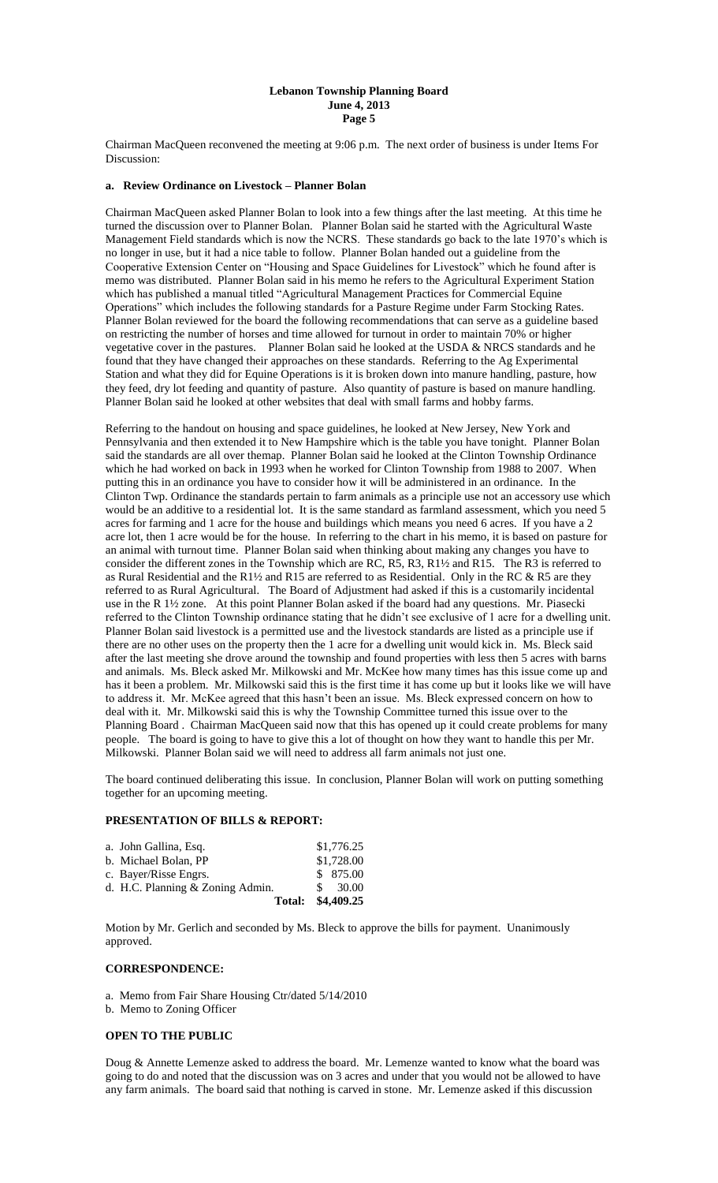Chairman MacQueen reconvened the meeting at 9:06 p.m. The next order of business is under Items For Discussion:

**a. Review Ordinance on Livestock – Planner Bolan**

Chairman MacQueen asked Planner Bolan to look into a few things after the last meeting. At this time he turned the discussion over to Planner Bolan. Planner Bolan said he started with the Agricultural Waste Management Field standards which is now the NCRS. These standards go back to the late 1970's which is no longer in use, but it had a nice table to follow. Planner Bolan handed out a guideline from the Cooperative Extension Center on "Housing and Space Guidelines for Livestock" which he found after is memo was distributed. Planner Bolan said in his memo he refers to the Agricultural Experiment Station which has published a manual titled "Agricultural Management Practices for Commercial Equine Operations" which includes the following standards for a Pasture Regime under Farm Stocking Rates. Planner Bolan reviewed for the board the following recommendations that can serve as a guideline based on restricting the number of horses and time allowed for turnout in order to maintain 70% or higher vegetative cover in the pastures. Planner Bolan said he looked at the USDA & NRCS standards and he found that they have changed their approaches on these standards. Referring to the Ag Experimental Station and what they did for Equine Operations is it is broken down into manure handling, pasture, how they feed, dry lot feeding and quantity of pasture. Also quantity of pasture is based on manure handling. Planner Bolan said he looked at other websites that deal with small farms and hobby farms.

Referring to the handout on housing and space guidelines, he looked at New Jersey, New York and Pennsylvania and then extended it to New Hampshire which is the table you have tonight. Planner Bolan said the standards are all over themap. Planner Bolan said he looked at the Clinton Township Ordinance which he had worked on back in 1993 when he worked for Clinton Township from 1988 to 2007. When putting this in an ordinance you have to consider how it will be administered in an ordinance. In the Clinton Twp. Ordinance the standards pertain to farm animals as a principle use not an accessory use which would be an additive to a residential lot. It is the same standard as farmland assessment, which you need 5 acres for farming and 1 acre for the house and buildings which means you need 6 acres. If you have a 2 acre lot, then 1 acre would be for the house. In referring to the chart in his memo, it is based on pasture for an animal with turnout time. Planner Bolan said when thinking about making any changes you have to consider the different zones in the Township which are RC, R5, R3, R1½ and R15. The R3 is referred to as Rural Residential and the R1½ and R15 are referred to as Residential. Only in the RC & R5 are they referred to as Rural Agricultural. The Board of Adjustment had asked if this is a customarily incidental use in the R 1½ zone. At this point Planner Bolan asked if the board had any questions. Mr. Piasecki referred to the Clinton Township ordinance stating that he didn't see exclusive of 1 acre for a dwelling unit. Planner Bolan said livestock is a permitted use and the livestock standards are listed as a principle use if there are no other uses on the property then the 1 acre for a dwelling unit would kick in. Ms. Bleck said after the last meeting she drove around the township and found properties with less then 5 acres with barns and animals. Ms. Bleck asked Mr. Milkowski and Mr. McKee how many times has this issue come up and has it been a problem. Mr. Milkowski said this is the first time it has come up but it looks like we will have to address it. Mr. McKee agreed that this hasn't been an issue. Ms. Bleck expressed concern on how to deal with it. Mr. Milkowski said this is why the Township Committee turned this issue over to the Planning Board . Chairman MacQueen said now that this has opened up it could create problems for many people. The board is going to have to give this a lot of thought on how they want to handle this per Mr. Milkowski. Planner Bolan said we will need to address all farm animals not just one.

The board continued deliberating this issue. In conclusion, Planner Bolan will work on putting something together for an upcoming meeting.

**PRESENTATION OF BILLS & REPORT:**

| | |
|---|---|
| a. John Gallina, Esq. | $1,776.25 |
| b. Michael Bolan, PP | $1,728.00 |
| c. Bayer/Risse Engrs. | $ 875.00 |
| d. H.C. Planning & Zoning Admin. | $ 30.00 |
| **Total:** | **$4,409.25** |

Motion by Mr. Gerlich and seconded by Ms. Bleck to approve the bills for payment. Unanimously approved.

**CORRESPONDENCE:**

a. Memo from Fair Share Housing Ctr/dated 5/14/2010
b. Memo to Zoning Officer

**OPEN TO THE PUBLIC**

Doug & Annette Lemenze asked to address the board. Mr. Lemenze wanted to know what the board was going to do and noted that the discussion was on 3 acres and under that you would not be allowed to have any farm animals. The board said that nothing is carved in stone. Mr. Lemenze asked if this discussion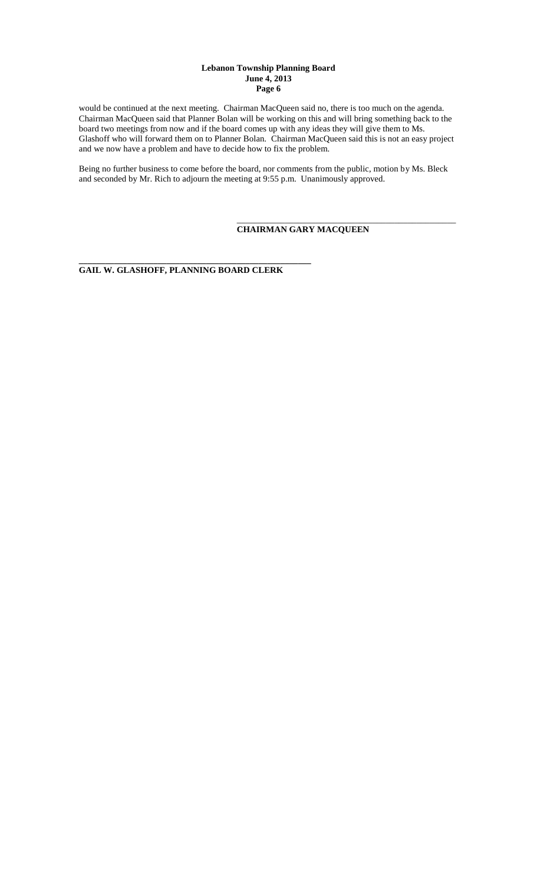would be continued at the next meeting. Chairman MacQueen said no, there is too much on the agenda. Chairman MacQueen said that Planner Bolan will be working on this and will bring something back to the board two meetings from now and if the board comes up with any ideas they will give them to Ms. Glashoff who will forward them on to Planner Bolan. Chairman MacQueen said this is not an easy project and we now have a problem and have to decide how to fix the problem.

Being no further business to come before the board, nor comments from the public, motion by Ms. Bleck and seconded by Mr. Rich to adjourn the meeting at 9:55 p.m. Unanimously approved.

\_\_\_\_\_\_\_\_\_\_\_\_\_\_\_\_\_\_\_\_\_\_\_\_\_\_\_\_\_\_\_\_\_\_\_\_\_\_\_\_\_\_\_\_\_\_\_\_

**CHAIRMAN GARY MACQUEEN**

\_\_\_\_\_\_\_\_\_\_\_\_\_\_\_\_\_\_\_\_\_\_\_\_\_\_\_\_\_\_\_\_\_\_\_\_\_\_\_\_\_\_\_\_\_\_\_\_

**GAIL W. GLASHOFF, PLANNING BOARD CLERK**